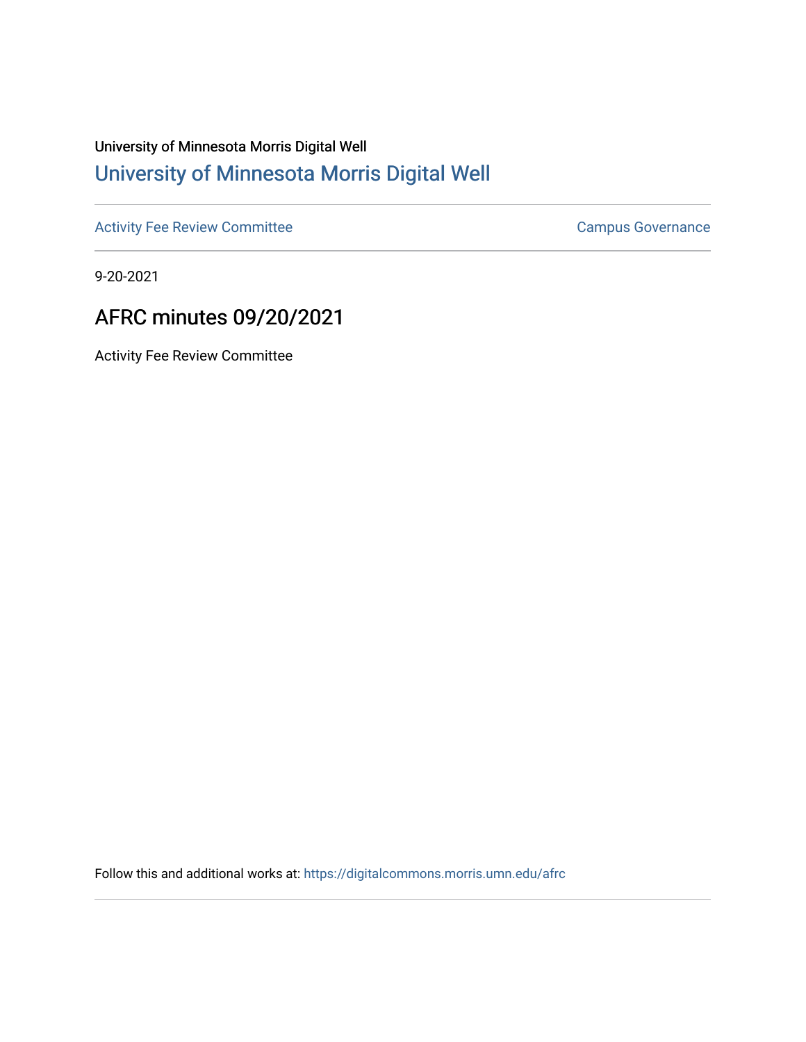University of Minnesota Morris Digital Well

## University of Minnesota Morris Digital Well

Activity Fee Review Committee | Campus Governance

9-20-2021

# AFRC minutes 09/20/2021

Activity Fee Review Committee

Follow this and additional works at: https://digitalcommons.morris.umn.edu/afrc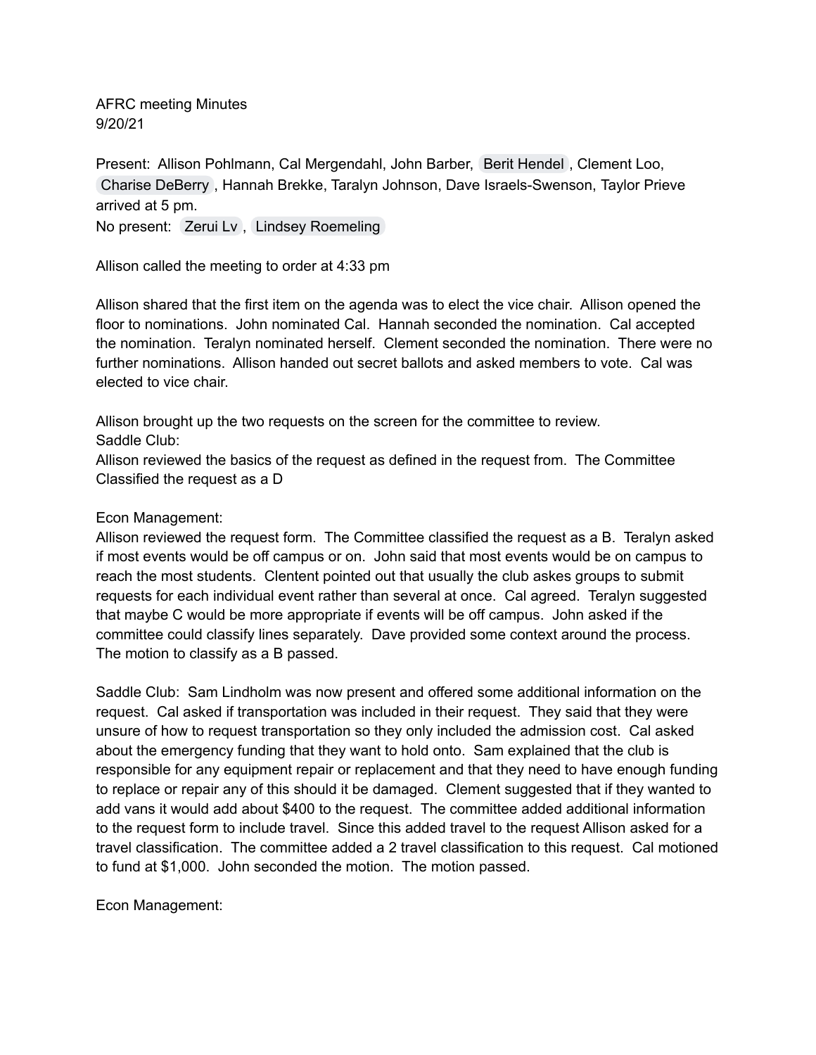AFRC meeting Minutes
9/20/21

Present: Allison Pohlmann, Cal Mergendahl, John Barber, Berit Hendel , Clement Loo, Charise DeBerry , Hannah Brekke, Taralyn Johnson, Dave Israels-Swenson, Taylor Prieve arrived at 5 pm.
No present: Zerui Lv , Lindsey Roemeling

Allison called the meeting to order at 4:33 pm

Allison shared that the first item on the agenda was to elect the vice chair. Allison opened the floor to nominations. John nominated Cal. Hannah seconded the nomination. Cal accepted the nomination. Teralyn nominated herself. Clement seconded the nomination. There were no further nominations. Allison handed out secret ballots and asked members to vote. Cal was elected to vice chair.

Allison brought up the two requests on the screen for the committee to review.
Saddle Club:
Allison reviewed the basics of the request as defined in the request from. The Committee Classified the request as a D

Econ Management:
Allison reviewed the request form. The Committee classified the request as a B. Teralyn asked if most events would be off campus or on. John said that most events would be on campus to reach the most students. Clentent pointed out that usually the club askes groups to submit requests for each individual event rather than several at once. Cal agreed. Teralyn suggested that maybe C would be more appropriate if events will be off campus. John asked if the committee could classify lines separately. Dave provided some context around the process. The motion to classify as a B passed.

Saddle Club: Sam Lindholm was now present and offered some additional information on the request. Cal asked if transportation was included in their request. They said that they were unsure of how to request transportation so they only included the admission cost. Cal asked about the emergency funding that they want to hold onto. Sam explained that the club is responsible for any equipment repair or replacement and that they need to have enough funding to replace or repair any of this should it be damaged. Clement suggested that if they wanted to add vans it would add about $400 to the request. The committee added additional information to the request form to include travel. Since this added travel to the request Allison asked for a travel classification. The committee added a 2 travel classification to this request. Cal motioned to fund at $1,000. John seconded the motion. The motion passed.

Econ Management: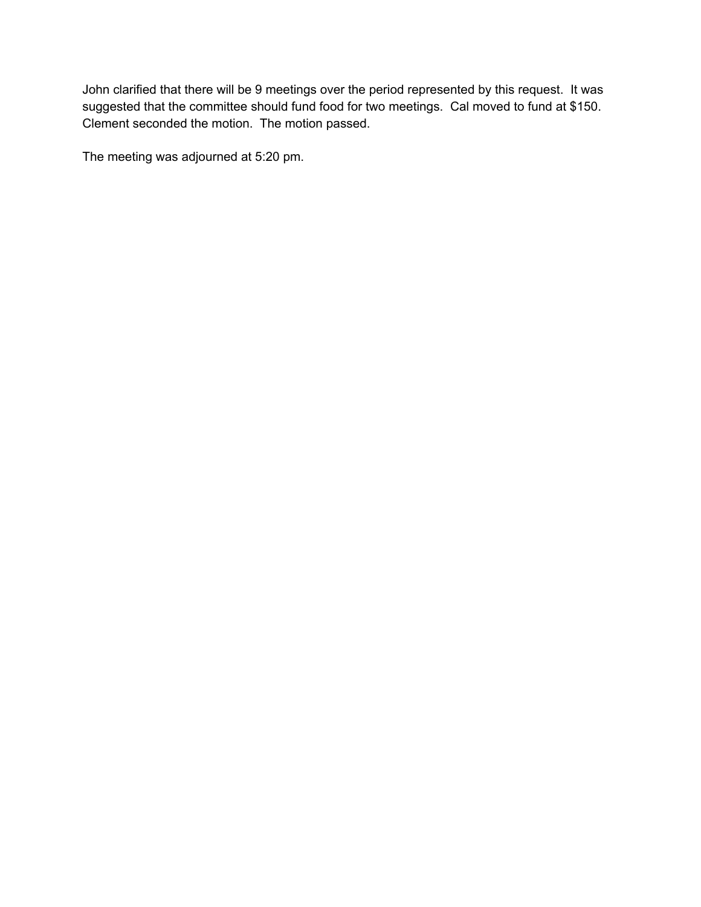John clarified that there will be 9 meetings over the period represented by this request. It was suggested that the committee should fund food for two meetings. Cal moved to fund at $150. Clement seconded the motion. The motion passed.

The meeting was adjourned at 5:20 pm.